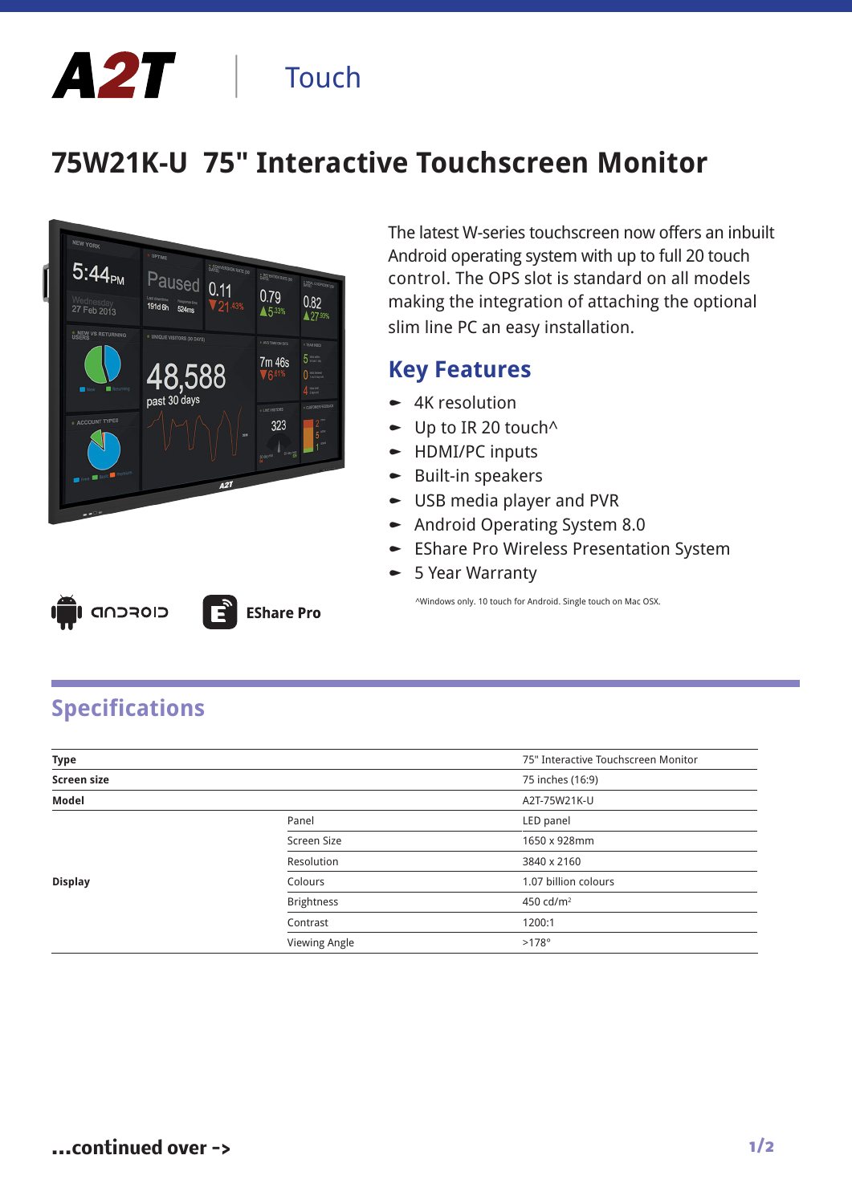A2T | Touch

# 75W21K-U 75" Interactive Touchscreen Monitor

The latest W-series touchscreen now offers an inbuilt Android operating system with up to full 20 touch control. The OPS slot is standard on all models making the integration of attaching the optional slim line PC an easy installation.

## Key Features

- 4K resolution
- Up to IR 20 touch^
- HDMI/PC inputs
- Built-in speakers
- USB media player and PVR
- Android Operating System 8.0
- EShare Pro Wireless Presentation System
- 5 Year Warranty

^Windows only. 10 touch for Android. Single touch on Mac OSX.

android EShare Pro

## Specifications

| | | |
|---|---|---|
| **Type** | | 75" Interactive Touchscreen Monitor |
| **Screen size** | | 75 inches (16:9) |
| **Model** | | A2T-75W21K-U |
| **Display** | Panel | LED panel |
| | Screen Size | 1650 x 928mm |
| | Resolution | 3840 x 2160 |
| | Colours | 1.07 billion colours |
| | Brightness | 450 cd/m² |
| | Contrast | 1200:1 |
| | Viewing Angle | >178° |

**...continued over ->**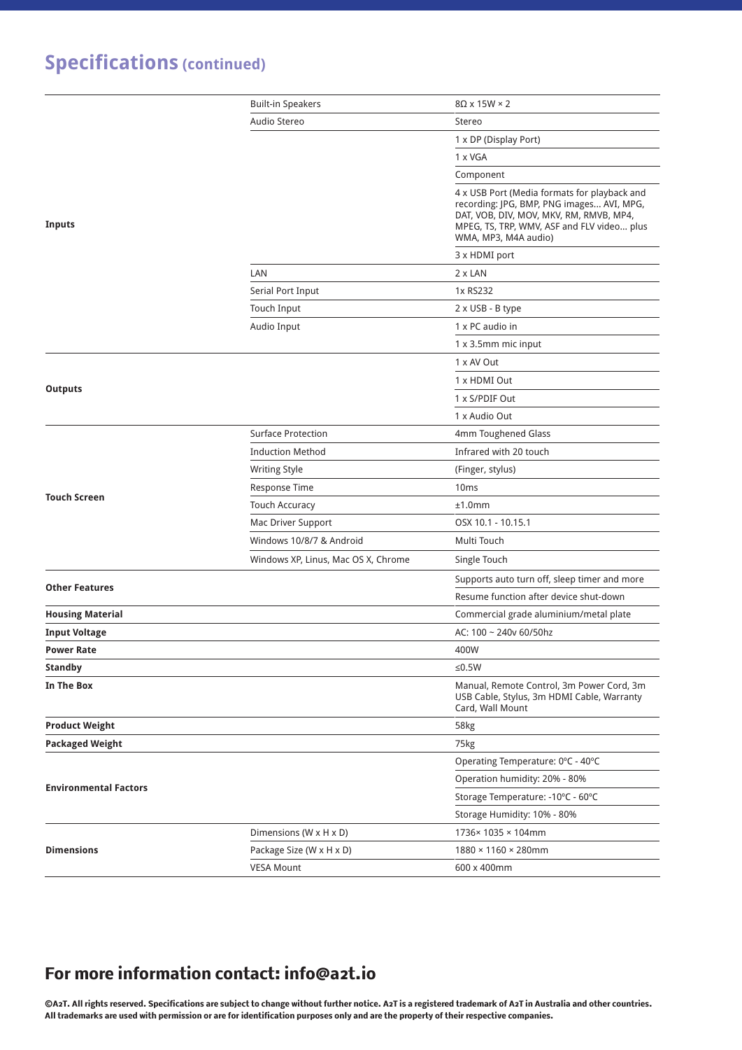# Specifications (continued)

| | | |
|---|---|---|
| **Inputs** | Built-in Speakers | 8Ω x 15W × 2 |
| | Audio Stereo | Stereo |
| | | 1 x DP (Display Port) |
| | | 1 x VGA |
| | | Component |
| | | 4 x USB Port (Media formats for playback and recording: JPG, BMP, PNG images... AVI, MPG, DAT, VOB, DIV, MOV, MKV, RM, RMVB, MP4, MPEG, TS, TRP, WMV, ASF and FLV video... plus WMA, MP3, M4A audio) |
| | | 3 x HDMI port |
| | LAN | 2 x LAN |
| | Serial Port Input | 1x RS232 |
| | Touch Input | 2 x USB - B type |
| | Audio Input | 1 x PC audio in |
| | | 1 x 3.5mm mic input |
| **Outputs** | | 1 x AV Out |
| | | 1 x HDMI Out |
| | | 1 x S/PDIF Out |
| | | 1 x Audio Out |
| **Touch Screen** | Surface Protection | 4mm Toughened Glass |
| | Induction Method | Infrared with 20 touch |
| | Writing Style | (Finger, stylus) |
| | Response Time | 10ms |
| | Touch Accuracy | ±1.0mm |
| | Mac Driver Support | OSX 10.1 - 10.15.1 |
| | Windows 10/8/7 & Android | Multi Touch |
| | Windows XP, Linus, Mac OS X, Chrome | Single Touch |
| **Other Features** | | Supports auto turn off, sleep timer and more |
| | | Resume function after device shut-down |
| **Housing Material** | | Commercial grade aluminium/metal plate |
| **Input Voltage** | | AC: 100 ~ 240v 60/50hz |
| **Power Rate** | | 400W |
| **Standby** | | ≤0.5W |
| **In The Box** | | Manual, Remote Control, 3m Power Cord, 3m USB Cable, Stylus, 3m HDMI Cable, Warranty Card, Wall Mount |
| **Product Weight** | | 58kg |
| **Packaged Weight** | | 75kg |
| **Environmental Factors** | | Operating Temperature: 0ºC - 40ºC |
| | | Operation humidity: 20% - 80% |
| | | Storage Temperature: -10ºC - 60ºC |
| | | Storage Humidity: 10% - 80% |
| **Dimensions** | Dimensions (W x H x D) | 1736× 1035 × 104mm |
| | Package Size (W x H x D) | 1880 × 1160 × 280mm |
| | VESA Mount | 600 x 400mm |

## For more information contact: info@a2t.io

**©A2T. All rights reserved. Specifications are subject to change without further notice. A2T is a registered trademark of A2T in Australia and other countries. All trademarks are used with permission or are for identification purposes only and are the property of their respective companies.**